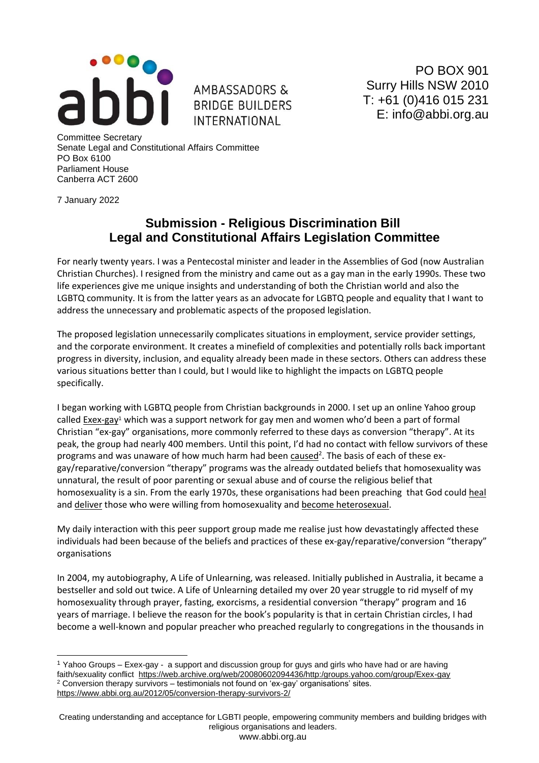abbi AMBASSADORS & BRIDGE BUILDERS INTERNATIONAL

PO BOX 901
Surry Hills NSW 2010
T: +61 (0)416 015 231
E: info@abbi.org.au

Committee Secretary
Senate Legal and Constitutional Affairs Committee
PO Box 6100
Parliament House
Canberra ACT 2600

7 January 2022

## Submission - Religious Discrimination Bill
## Legal and Constitutional Affairs Legislation Committee

For nearly twenty years. I was a Pentecostal minister and leader in the Assemblies of God (now Australian Christian Churches). I resigned from the ministry and came out as a gay man in the early 1990s. These two life experiences give me unique insights and understanding of both the Christian world and also the LGBTQ community. It is from the latter years as an advocate for LGBTQ people and equality that I want to address the unnecessary and problematic aspects of the proposed legislation.

The proposed legislation unnecessarily complicates situations in employment, service provider settings, and the corporate environment. It creates a minefield of complexities and potentially rolls back important progress in diversity, inclusion, and equality already been made in these sectors. Others can address these various situations better than I could, but I would like to highlight the impacts on LGBTQ people specifically.

I began working with LGBTQ people from Christian backgrounds in 2000. I set up an online Yahoo group called Exex-gay[1] which was a support network for gay men and women who'd been a part of formal Christian "ex-gay" organisations, more commonly referred to these days as conversion "therapy". At its peak, the group had nearly 400 members. Until this point, I'd had no contact with fellow survivors of these programs and was unaware of how much harm had been caused[2]. The basis of each of these ex-gay/reparative/conversion "therapy" programs was the already outdated beliefs that homosexuality was unnatural, the result of poor parenting or sexual abuse and of course the religious belief that homosexuality is a sin. From the early 1970s, these organisations had been preaching that God could heal and deliver those who were willing from homosexuality and become heterosexual.

My daily interaction with this peer support group made me realise just how devastatingly affected these individuals had been because of the beliefs and practices of these ex-gay/reparative/conversion "therapy" organisations

In 2004, my autobiography, A Life of Unlearning, was released. Initially published in Australia, it became a bestseller and sold out twice. A Life of Unlearning detailed my over 20 year struggle to rid myself of my homosexuality through prayer, fasting, exorcisms, a residential conversion "therapy" program and 16 years of marriage. I believe the reason for the book's popularity is that in certain Christian circles, I had become a well-known and popular preacher who preached regularly to congregations in the thousands in

---

[1] Yahoo Groups – Exex-gay - a support and discussion group for guys and girls who have had or are having faith/sexuality conflict https://web.archive.org/web/20080602094436/http:/groups.yahoo.com/group/Exex-gay

[2] Conversion therapy survivors – testimonials not found on 'ex-gay' organisations' sites. https://www.abbi.org.au/2012/05/conversion-therapy-survivors-2/

Creating understanding and acceptance for LGBTI people, empowering community members and building bridges with religious organisations and leaders.
www.abbi.org.au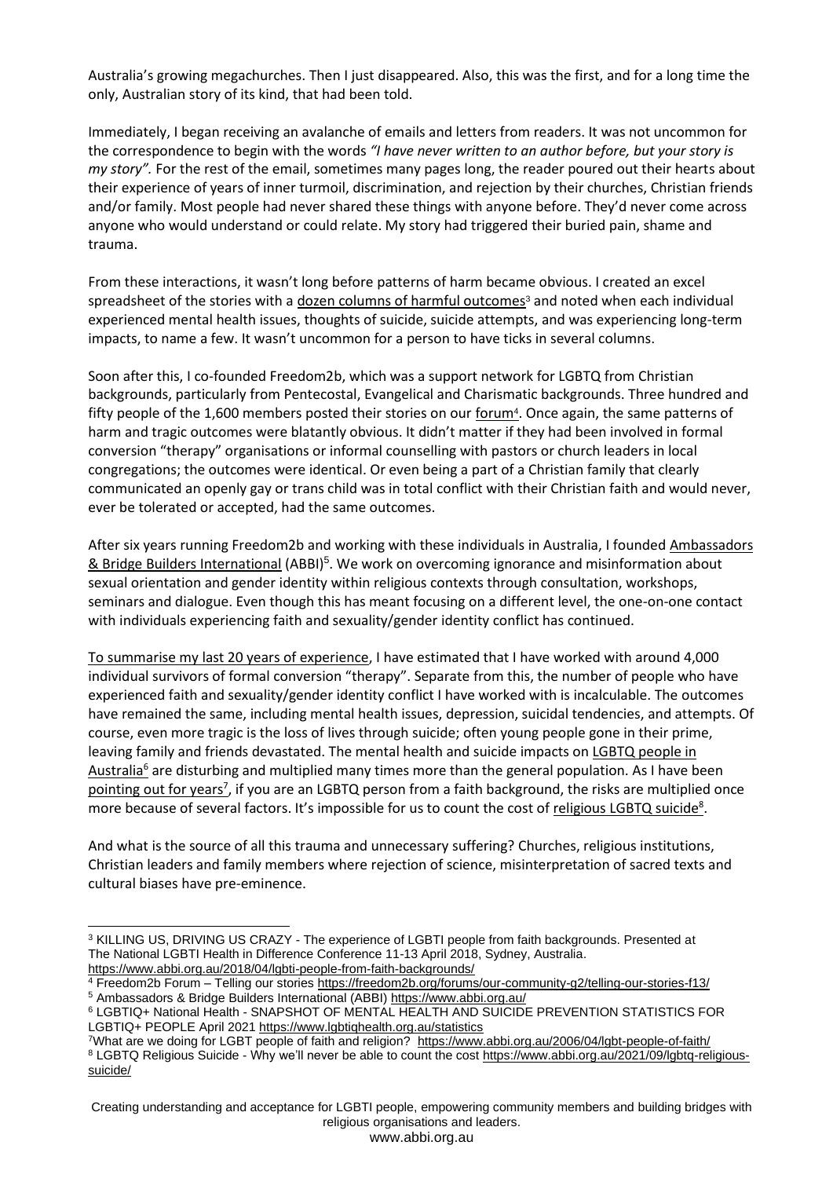Australia's growing megachurches. Then I just disappeared. Also, this was the first, and for a long time the only, Australian story of its kind, that had been told.

Immediately, I began receiving an avalanche of emails and letters from readers. It was not uncommon for the correspondence to begin with the words *"I have never written to an author before, but your story is my story".* For the rest of the email, sometimes many pages long, the reader poured out their hearts about their experience of years of inner turmoil, discrimination, and rejection by their churches, Christian friends and/or family. Most people had never shared these things with anyone before. They'd never come across anyone who would understand or could relate. My story had triggered their buried pain, shame and trauma.

From these interactions, it wasn't long before patterns of harm became obvious. I created an excel spreadsheet of the stories with a dozen columns of harmful outcomes[3] and noted when each individual experienced mental health issues, thoughts of suicide, suicide attempts, and was experiencing long-term impacts, to name a few. It wasn't uncommon for a person to have ticks in several columns.

Soon after this, I co-founded Freedom2b, which was a support network for LGBTQ from Christian backgrounds, particularly from Pentecostal, Evangelical and Charismatic backgrounds. Three hundred and fifty people of the 1,600 members posted their stories on our forum[4]. Once again, the same patterns of harm and tragic outcomes were blatantly obvious. It didn't matter if they had been involved in formal conversion "therapy" organisations or informal counselling with pastors or church leaders in local congregations; the outcomes were identical. Or even being a part of a Christian family that clearly communicated an openly gay or trans child was in total conflict with their Christian faith and would never, ever be tolerated or accepted, had the same outcomes.

After six years running Freedom2b and working with these individuals in Australia, I founded Ambassadors & Bridge Builders International (ABBI)[5]. We work on overcoming ignorance and misinformation about sexual orientation and gender identity within religious contexts through consultation, workshops, seminars and dialogue. Even though this has meant focusing on a different level, the one-on-one contact with individuals experiencing faith and sexuality/gender identity conflict has continued.

To summarise my last 20 years of experience, I have estimated that I have worked with around 4,000 individual survivors of formal conversion "therapy". Separate from this, the number of people who have experienced faith and sexuality/gender identity conflict I have worked with is incalculable. The outcomes have remained the same, including mental health issues, depression, suicidal tendencies, and attempts. Of course, even more tragic is the loss of lives through suicide; often young people gone in their prime, leaving family and friends devastated. The mental health and suicide impacts on LGBTQ people in Australia[6] are disturbing and multiplied many times more than the general population. As I have been pointing out for years[7], if you are an LGBTQ person from a faith background, the risks are multiplied once more because of several factors. It's impossible for us to count the cost of religious LGBTQ suicide[8].

And what is the source of all this trauma and unnecessary suffering? Churches, religious institutions, Christian leaders and family members where rejection of science, misinterpretation of sacred texts and cultural biases have pre-eminence.

---

[3] KILLING US, DRIVING US CRAZY - The experience of LGBTI people from faith backgrounds. Presented at The National LGBTI Health in Difference Conference 11-13 April 2018, Sydney, Australia. https://www.abbi.org.au/2018/04/lgbti-people-from-faith-backgrounds/

[4] Freedom2b Forum – Telling our stories https://freedom2b.org/forums/our-community-g2/telling-our-stories-f13/

[5] Ambassadors & Bridge Builders International (ABBI) https://www.abbi.org.au/

[6] LGBTIQ+ National Health - SNAPSHOT OF MENTAL HEALTH AND SUICIDE PREVENTION STATISTICS FOR LGBTIQ+ PEOPLE April 2021 https://www.lgbtiqhealth.org.au/statistics

[7] What are we doing for LGBT people of faith and religion? https://www.abbi.org.au/2006/04/lgbt-people-of-faith/

[8] LGBTQ Religious Suicide - Why we'll never be able to count the cost https://www.abbi.org.au/2021/09/lgbtq-religious-suicide/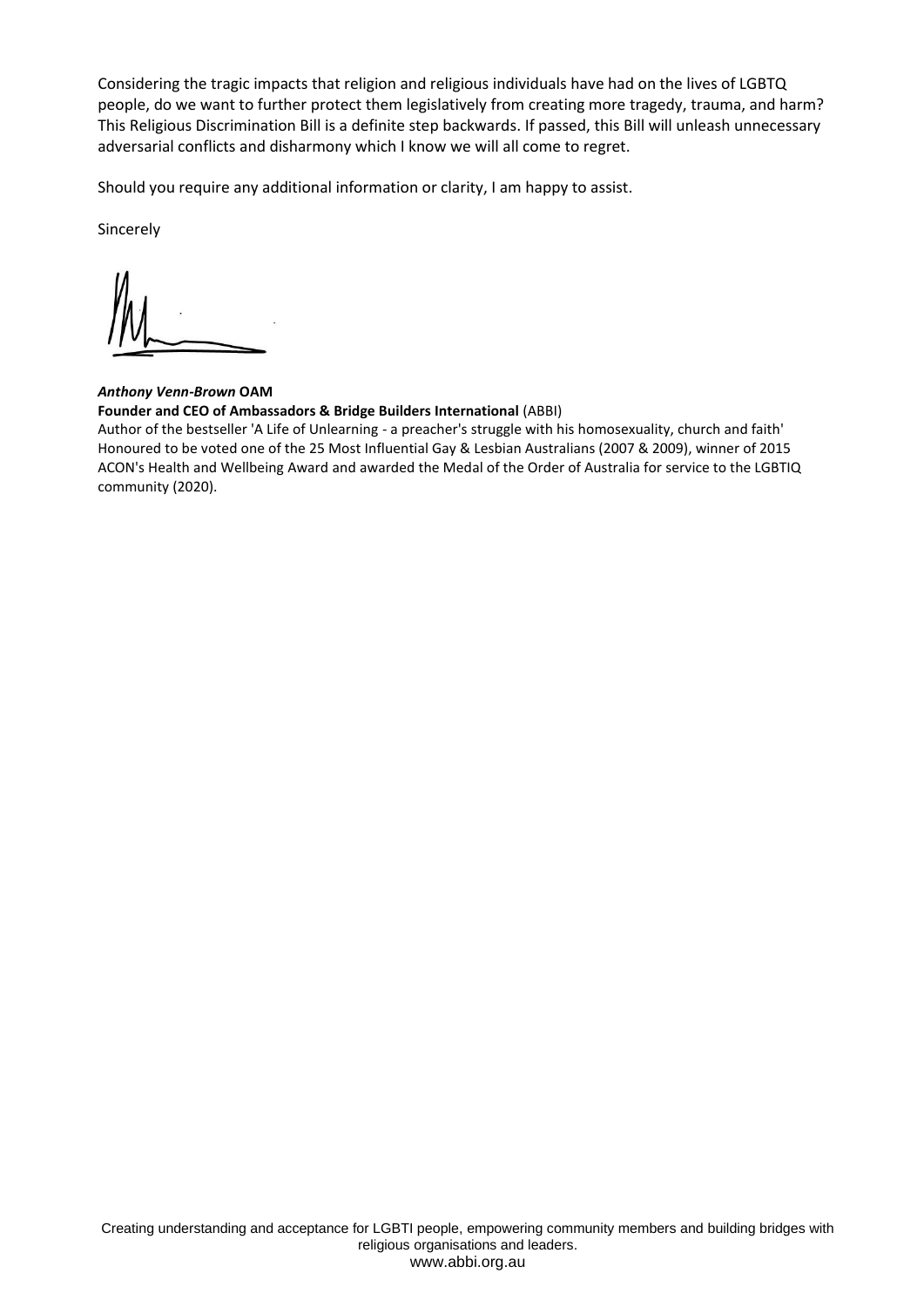Considering the tragic impacts that religion and religious individuals have had on the lives of LGBTQ people, do we want to further protect them legislatively from creating more tragedy, trauma, and harm? This Religious Discrimination Bill is a definite step backwards. If passed, this Bill will unleash unnecessary adversarial conflicts and disharmony which I know we will all come to regret.

Should you require any additional information or clarity, I am happy to assist.

Sincerely

***Anthony Venn-Brown* OAM**
**Founder and CEO of Ambassadors & Bridge Builders International** (ABBI)
Author of the bestseller 'A Life of Unlearning - a preacher's struggle with his homosexuality, church and faith'
Honoured to be voted one of the 25 Most Influential Gay & Lesbian Australians (2007 & 2009), winner of 2015 ACON's Health and Wellbeing Award and awarded the Medal of the Order of Australia for service to the LGBTIQ community (2020).

Creating understanding and acceptance for LGBTI people, empowering community members and building bridges with religious organisations and leaders.
www.abbi.org.au